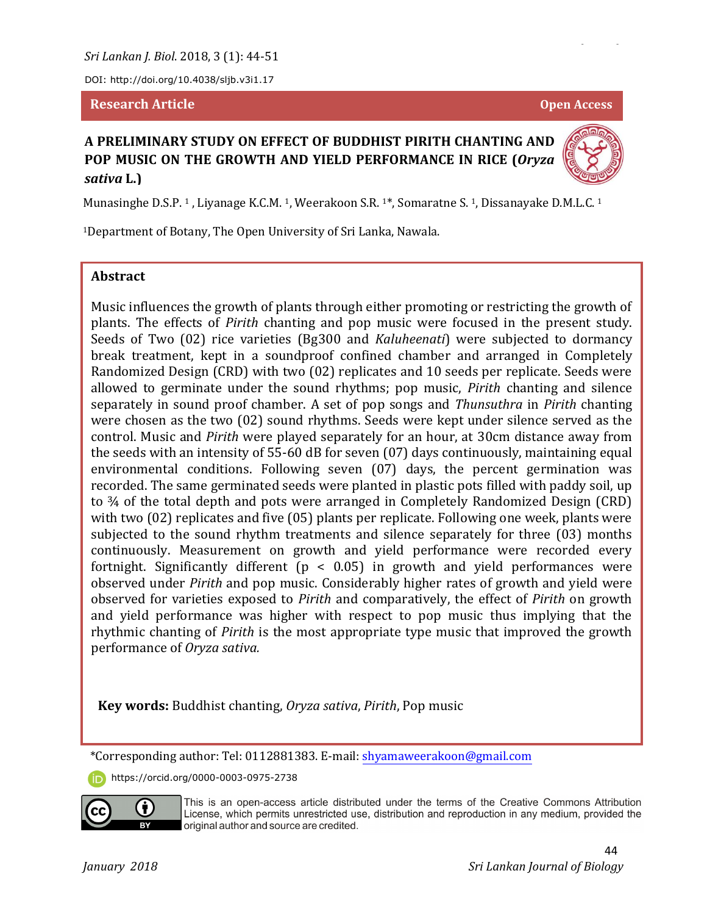DOI: http://doi.org/10.4038/sljb.v3i1.17

**Research Article** **Open Access**

# A PRELIMINARY STUDY ON EFFECT OF BUDDHIST PIRITH CHANTING AND POP MUSIC ON THE GROWTH AND YIELD PERFORMANCE IN RICE (*Oryza sativa* L.)

Munasinghe D.S.P. [1] , Liyanage K.C.M. [1], Weerakoon S.R. [1]*, Somaratne S. [1], Dissanayake D.M.L.C. [1]

[1]Department of Botany, The Open University of Sri Lanka, Nawala.

## Abstract

Music influences the growth of plants through either promoting or restricting the growth of plants. The effects of *Pirith* chanting and pop music were focused in the present study. Seeds of Two (02) rice varieties (Bg300 and *Kaluheenati*) were subjected to dormancy break treatment, kept in a soundproof confined chamber and arranged in Completely Randomized Design (CRD) with two (02) replicates and 10 seeds per replicate. Seeds were allowed to germinate under the sound rhythms; pop music, *Pirith* chanting and silence separately in sound proof chamber. A set of pop songs and *Thunsuthra* in *Pirith* chanting were chosen as the two (02) sound rhythms. Seeds were kept under silence served as the control. Music and *Pirith* were played separately for an hour, at 30cm distance away from the seeds with an intensity of 55-60 dB for seven (07) days continuously, maintaining equal environmental conditions. Following seven (07) days, the percent germination was recorded. The same germinated seeds were planted in plastic pots filled with paddy soil, up to ¾ of the total depth and pots were arranged in Completely Randomized Design (CRD) with two (02) replicates and five (05) plants per replicate. Following one week, plants were subjected to the sound rhythm treatments and silence separately for three (03) months continuously. Measurement on growth and yield performance were recorded every fortnight. Significantly different ($p < 0.05$) in growth and yield performances were observed under *Pirith* and pop music. Considerably higher rates of growth and yield were observed for varieties exposed to *Pirith* and comparatively, the effect of *Pirith* on growth and yield performance was higher with respect to pop music thus implying that the rhythmic chanting of *Pirith* is the most appropriate type music that improved the growth performance of *Oryza sativa.*

**Key words:** Buddhist chanting, *Oryza sativa*, *Pirith*, Pop music

*Corresponding author: Tel: 0112881383. E-mail: shyamaweerakoon@gmail.com

https://orcid.org/0000-0003-0975-2738

This is an open-access article distributed under the terms of the Creative Commons Attribution License, which permits unrestricted use, distribution and reproduction in any medium, provided the original author and source are credited.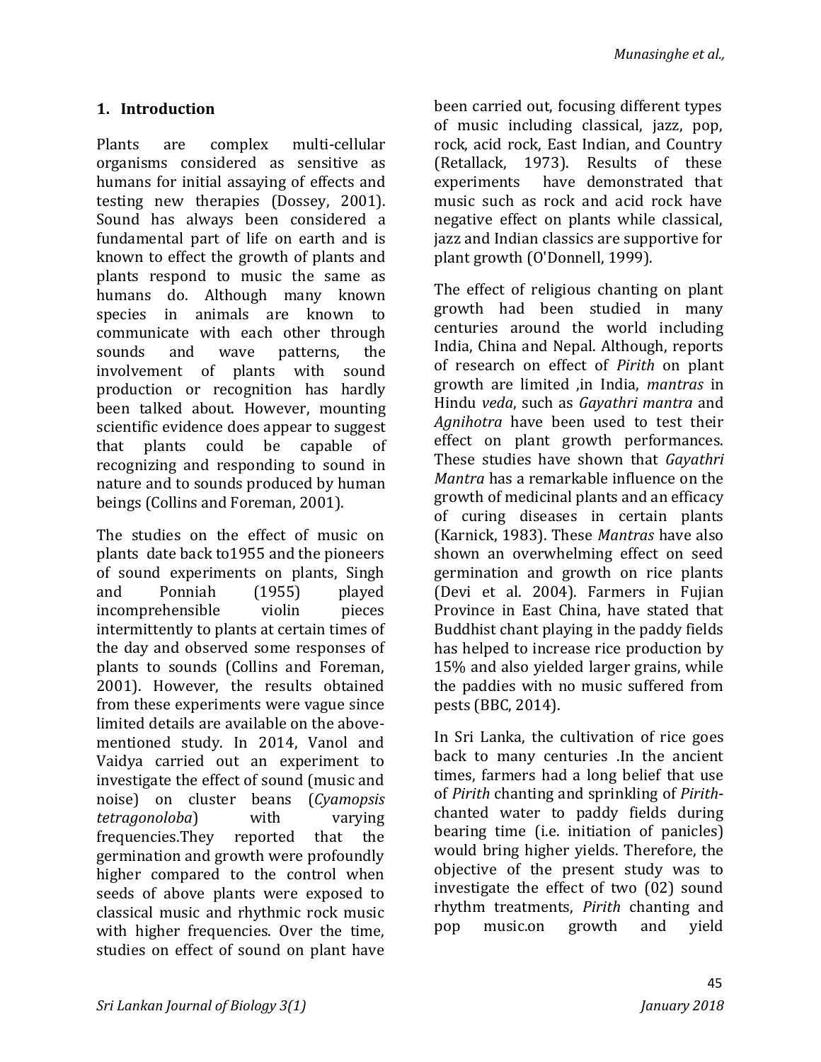## 1. Introduction

Plants are complex multi-cellular organisms considered as sensitive as humans for initial assaying of effects and testing new therapies (Dossey, 2001). Sound has always been considered a fundamental part of life on earth and is known to effect the growth of plants and plants respond to music the same as humans do. Although many known species in animals are known to communicate with each other through sounds and wave patterns, the involvement of plants with sound production or recognition has hardly been talked about. However, mounting scientific evidence does appear to suggest that plants could be capable of recognizing and responding to sound in nature and to sounds produced by human beings (Collins and Foreman, 2001).

The studies on the effect of music on plants date back to1955 and the pioneers of sound experiments on plants, Singh and Ponniah (1955) played incomprehensible violin pieces intermittently to plants at certain times of the day and observed some responses of plants to sounds (Collins and Foreman, 2001). However, the results obtained from these experiments were vague since limited details are available on the above-mentioned study. In 2014, Vanol and Vaidya carried out an experiment to investigate the effect of sound (music and noise) on cluster beans (*Cyamopsis tetragonoloba*) with varying frequencies.They reported that the germination and growth were profoundly higher compared to the control when seeds of above plants were exposed to classical music and rhythmic rock music with higher frequencies. Over the time, studies on effect of sound on plant have been carried out, focusing different types of music including classical, jazz, pop, rock, acid rock, East Indian, and Country (Retallack, 1973). Results of these experiments have demonstrated that music such as rock and acid rock have negative effect on plants while classical, jazz and Indian classics are supportive for plant growth (O'Donnell, 1999).

The effect of religious chanting on plant growth had been studied in many centuries around the world including India, China and Nepal. Although, reports of research on effect of *Pirith* on plant growth are limited ,in India, *mantras* in Hindu *veda*, such as *Gayathri mantra* and *Agnihotra* have been used to test their effect on plant growth performances. These studies have shown that *Gayathri Mantra* has a remarkable influence on the growth of medicinal plants and an efficacy of curing diseases in certain plants (Karnick, 1983). These *Mantras* have also shown an overwhelming effect on seed germination and growth on rice plants (Devi et al. 2004). Farmers in Fujian Province in East China, have stated that Buddhist chant playing in the paddy fields has helped to increase rice production by 15% and also yielded larger grains, while the paddies with no music suffered from pests (BBC, 2014).

In Sri Lanka, the cultivation of rice goes back to many centuries .In the ancient times, farmers had a long belief that use of *Pirith* chanting and sprinkling of *Pirith*-chanted water to paddy fields during bearing time (i.e. initiation of panicles) would bring higher yields. Therefore, the objective of the present study was to investigate the effect of two (02) sound rhythm treatments, *Pirith* chanting and pop music.on growth and yield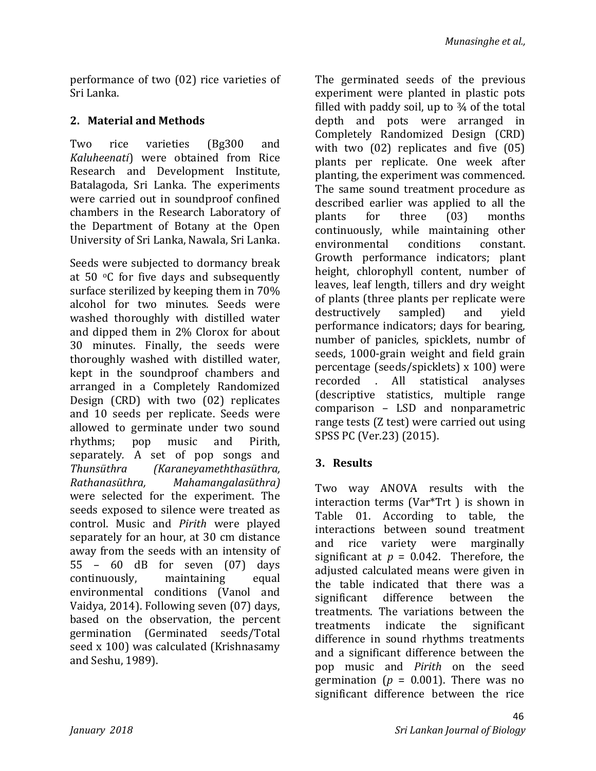performance of two (02) rice varieties of Sri Lanka.

## 2. Material and Methods

Two rice varieties (Bg300 and *Kaluheenati*) were obtained from Rice Research and Development Institute, Batalagoda, Sri Lanka. The experiments were carried out in soundproof confined chambers in the Research Laboratory of the Department of Botany at the Open University of Sri Lanka, Nawala, Sri Lanka.

Seeds were subjected to dormancy break at 50 $^{o}$C for five days and subsequently surface sterilized by keeping them in 70% alcohol for two minutes. Seeds were washed thoroughly with distilled water and dipped them in 2% Clorox for about 30 minutes. Finally, the seeds were thoroughly washed with distilled water, kept in the soundproof chambers and arranged in a Completely Randomized Design (CRD) with two (02) replicates and 10 seeds per replicate. Seeds were allowed to germinate under two sound rhythms; pop music and Pirith, separately. A set of pop songs and *Thunsüthra (Karaneyameththasüthra, Rathanasüthra, Mahamangalasüthra)* were selected for the experiment. The seeds exposed to silence were treated as control. Music and *Pirith* were played separately for an hour, at 30 cm distance away from the seeds with an intensity of 55 – 60 dB for seven (07) days continuously, maintaining equal environmental conditions (Vanol and Vaidya, 2014). Following seven (07) days, based on the observation, the percent germination (Germinated seeds/Total seed x 100) was calculated (Krishnasamy and Seshu, 1989).

The germinated seeds of the previous experiment were planted in plastic pots filled with paddy soil, up to ¾ of the total depth and pots were arranged in Completely Randomized Design (CRD) with two (02) replicates and five (05) plants per replicate. One week after planting, the experiment was commenced. The same sound treatment procedure as described earlier was applied to all the plants for three (03) months continuously, while maintaining other environmental conditions constant. Growth performance indicators; plant height, chlorophyll content, number of leaves, leaf length, tillers and dry weight of plants (three plants per replicate were destructively sampled) and yield performance indicators; days for bearing, number of panicles, spicklets, numbr of seeds, 1000-grain weight and field grain percentage (seeds/spicklets) x 100) were recorded . All statistical analyses (descriptive statistics, multiple range comparison – LSD and nonparametric range tests (Z test) were carried out using SPSS PC (Ver.23) (2015).

## 3. Results

Two way ANOVA results with the interaction terms (Var*Trt ) is shown in Table 01. According to table, the interactions between sound treatment and rice variety were marginally significant at $p$ = 0.042. Therefore, the adjusted calculated means were given in the table indicated that there was a significant difference between the treatments. The variations between the treatments indicate the significant difference in sound rhythms treatments and a significant difference between the pop music and *Pirith* on the seed germination ($p$ = 0.001). There was no significant difference between the rice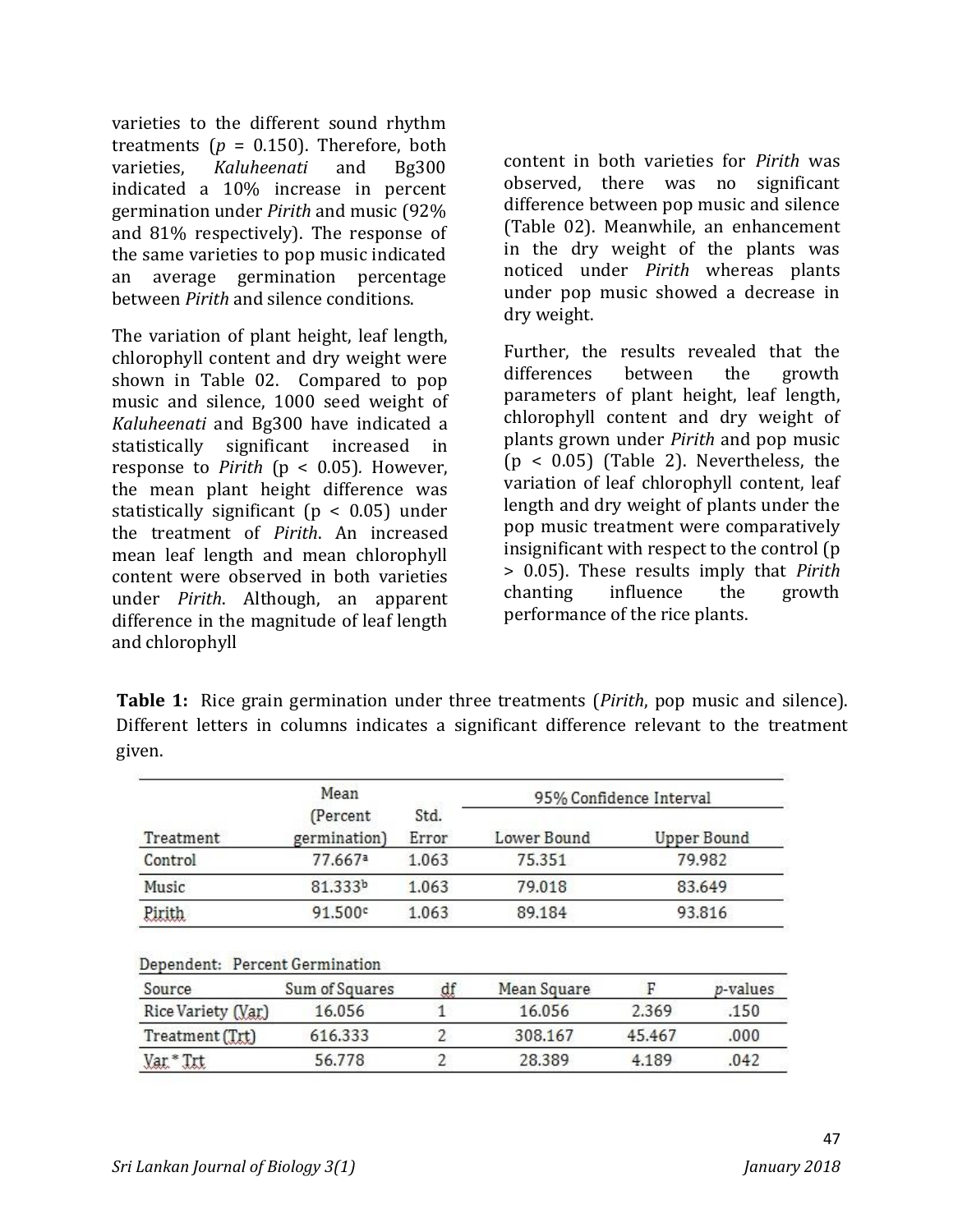varieties to the different sound rhythm treatments ($p$ = 0.150). Therefore, both varieties, *Kaluheenati* and Bg300 indicated a 10% increase in percent germination under *Pirith* and music (92% and 81% respectively). The response of the same varieties to pop music indicated an average germination percentage between *Pirith* and silence conditions.

The variation of plant height, leaf length, chlorophyll content and dry weight were shown in Table 02. Compared to pop music and silence, 1000 seed weight of *Kaluheenati* and Bg300 have indicated a statistically significant increased in response to *Pirith* ($p < 0.05$). However, the mean plant height difference was statistically significant ($p < 0.05$) under the treatment of *Pirith*. An increased mean leaf length and mean chlorophyll content were observed in both varieties under *Pirith*. Although, an apparent difference in the magnitude of leaf length and chlorophyll content in both varieties for *Pirith* was observed, there was no significant difference between pop music and silence (Table 02). Meanwhile, an enhancement in the dry weight of the plants was noticed under *Pirith* whereas plants under pop music showed a decrease in dry weight.

Further, the results revealed that the differences between the growth parameters of plant height, leaf length, chlorophyll content and dry weight of plants grown under *Pirith* and pop music ($p < 0.05$) (Table 2). Nevertheless, the variation of leaf chlorophyll content, leaf length and dry weight of plants under the pop music treatment were comparatively insignificant with respect to the control ($p > 0.05$). These results imply that *Pirith* chanting influence the growth performance of the rice plants.

**Table 1:** Rice grain germination under three treatments (*Pirith*, pop music and silence). Different letters in columns indicates a significant difference relevant to the treatment given.

| Treatment | Mean (Percent germination) | Std. Error | 95% Confidence Interval | |
|---|---|---|---|---|
| | | | Lower Bound | Upper Bound |
| Control | 77.667[a] | 1.063 | 75.351 | 79.982 |
| Music | 81.333[b] | 1.063 | 79.018 | 83.649 |
| Pirith | 91.500[c] | 1.063 | 89.184 | 93.816 |

Dependent: Percent Germination

| Source | Sum of Squares | df | Mean Square | F | *p*-values |
|---|---|---|---|---|---|
| Rice Variety (Var) | 16.056 | 1 | 16.056 | 2.369 | .150 |
| Treatment (Trt) | 616.333 | 2 | 308.167 | 45.467 | .000 |
| Var * Trt | 56.778 | 2 | 28.389 | 4.189 | .042 |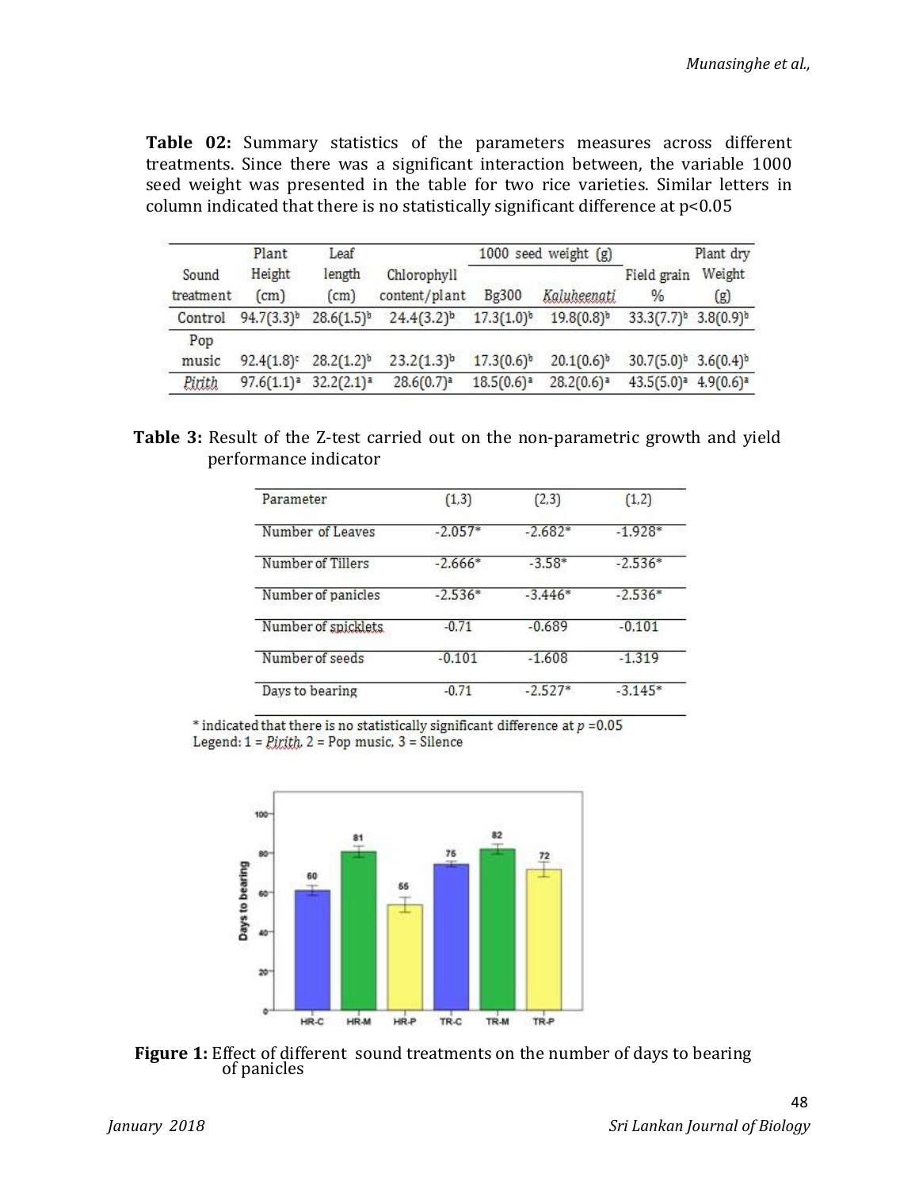**Table 02:** Summary statistics of the parameters measures across different treatments. Since there was a significant interaction between, the variable 1000 seed weight was presented in the table for two rice varieties. Similar letters in column indicated that there is no statistically significant difference at $p<0.05$

| Sound treatment | Plant Height (cm) | Leaf length (cm) | Chlorophyll content/plant | 1000 seed weight (g) | | Field grain % | Plant dry Weight (g) |
|---|---|---|---|---|---|---|---|
| | | | | Bg300 | *Kaluheenati* | | |
| Control | 94.7(3.3)$^{b}$ | 28.6(1.5)$^{b}$ | 24.4(3.2)$^{b}$ | 17.3(1.0)$^{b}$ | 19.8(0.8)$^{b}$ | 33.3(7.7)$^{b}$ | 3.8(0.9)$^{b}$ |
| Pop music | 92.4(1.8)$^{c}$ | 28.2(1.2)$^{b}$ | 23.2(1.3)$^{b}$ | 17.3(0.6)$^{b}$ | 20.1(0.6)$^{b}$ | 30.7(5.0)$^{b}$ | 3.6(0.4)$^{b}$ |
| *Pirith* | 97.6(1.1)$^{a}$ | 32.2(2.1)$^{a}$ | 28.6(0.7)$^{a}$ | 18.5(0.6)$^{a}$ | 28.2(0.6)$^{a}$ | 43.5(5.0)$^{a}$ | 4.9(0.6)$^{a}$ |

**Table 3:** Result of the Z-test carried out on the non-parametric growth and yield performance indicator

| Parameter | (1,3) | (2,3) | (1,2) |
|---|---|---|---|
| Number of Leaves | -2.057* | -2.682* | -1.928* |
| Number of Tillers | -2.666* | -3.58* | -2.536* |
| Number of panicles | -2.536* | -3.446* | -2.536* |
| Number of spicklets | -0.71 | -0.689 | -0.101 |
| Number of seeds | -0.101 | -1.608 | -1.319 |
| Days to bearing | -0.71 | -2.527* | -3.145* |

\* indicated that there is no statistically significant difference at $p = 0.05$
Legend: 1 = *Pirith*, 2 = Pop music, 3 = Silence

**Figure 1:** Effect of different sound treatments on the number of days to bearing of panicles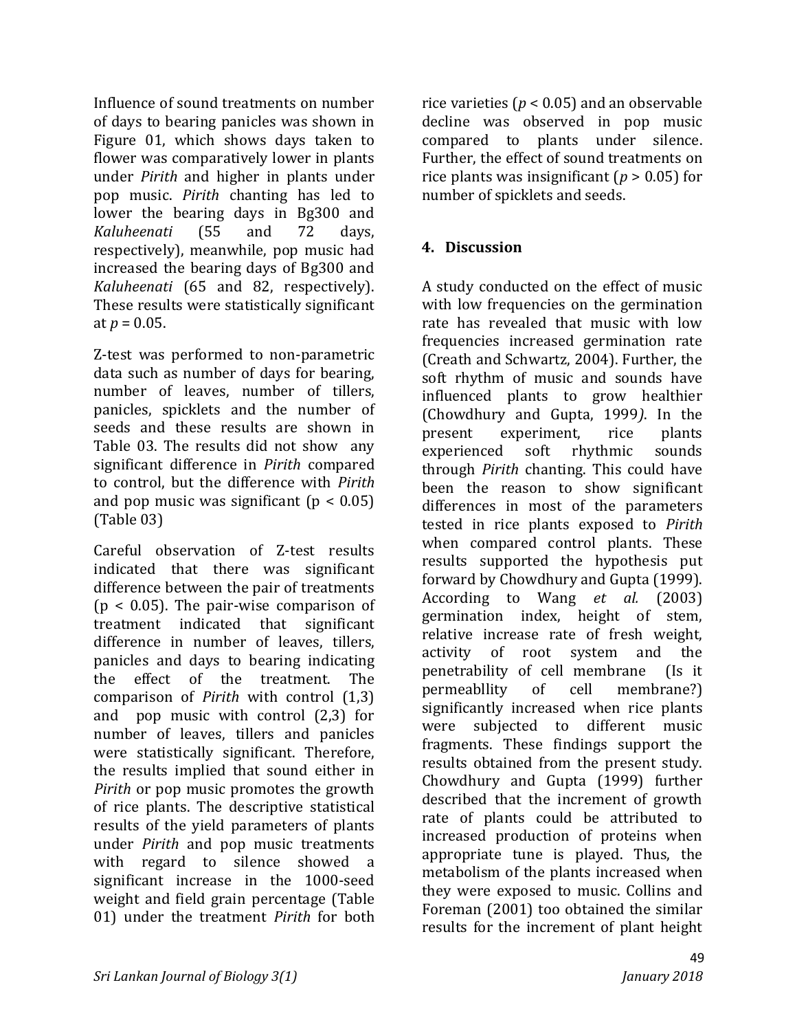Influence of sound treatments on number of days to bearing panicles was shown in Figure 01, which shows days taken to flower was comparatively lower in plants under *Pirith* and higher in plants under pop music. *Pirith* chanting has led to lower the bearing days in Bg300 and *Kaluheenati* (55 and 72 days, respectively), meanwhile, pop music had increased the bearing days of Bg300 and *Kaluheenati* (65 and 82, respectively). These results were statistically significant at $p = 0.05$.

Z-test was performed to non-parametric data such as number of days for bearing, number of leaves, number of tillers, panicles, spicklets and the number of seeds and these results are shown in Table 03. The results did not show any significant difference in *Pirith* compared to control, but the difference with *Pirith* and pop music was significant ($p < 0.05$) (Table 03)

Careful observation of Z-test results indicated that there was significant difference between the pair of treatments ($p < 0.05$). The pair-wise comparison of treatment indicated that significant difference in number of leaves, tillers, panicles and days to bearing indicating the effect of the treatment. The comparison of *Pirith* with control (1,3) and pop music with control (2,3) for number of leaves, tillers and panicles were statistically significant. Therefore, the results implied that sound either in *Pirith* or pop music promotes the growth of rice plants. The descriptive statistical results of the yield parameters of plants under *Pirith* and pop music treatments with regard to silence showed a significant increase in the 1000-seed weight and field grain percentage (Table 01) under the treatment *Pirith* for both rice varieties ($p < 0.05$) and an observable decline was observed in pop music compared to plants under silence. Further, the effect of sound treatments on rice plants was insignificant ($p > 0.05$) for number of spicklets and seeds.

## 4. Discussion

A study conducted on the effect of music with low frequencies on the germination rate has revealed that music with low frequencies increased germination rate (Creath and Schwartz, 2004). Further, the soft rhythm of music and sounds have influenced plants to grow healthier (Chowdhury and Gupta, 1999*)*. In the present experiment, rice plants experienced soft rhythmic sounds through *Pirith* chanting. This could have been the reason to show significant differences in most of the parameters tested in rice plants exposed to *Pirith* when compared control plants. These results supported the hypothesis put forward by Chowdhury and Gupta (1999). According to Wang *et al.* (2003) germination index, height of stem, relative increase rate of fresh weight, activity of root system and the penetrability of cell membrane (Is it permeabllity of cell membrane?) significantly increased when rice plants were subjected to different music fragments. These findings support the results obtained from the present study. Chowdhury and Gupta (1999) further described that the increment of growth rate of plants could be attributed to increased production of proteins when appropriate tune is played. Thus, the metabolism of the plants increased when they were exposed to music. Collins and Foreman (2001) too obtained the similar results for the increment of plant height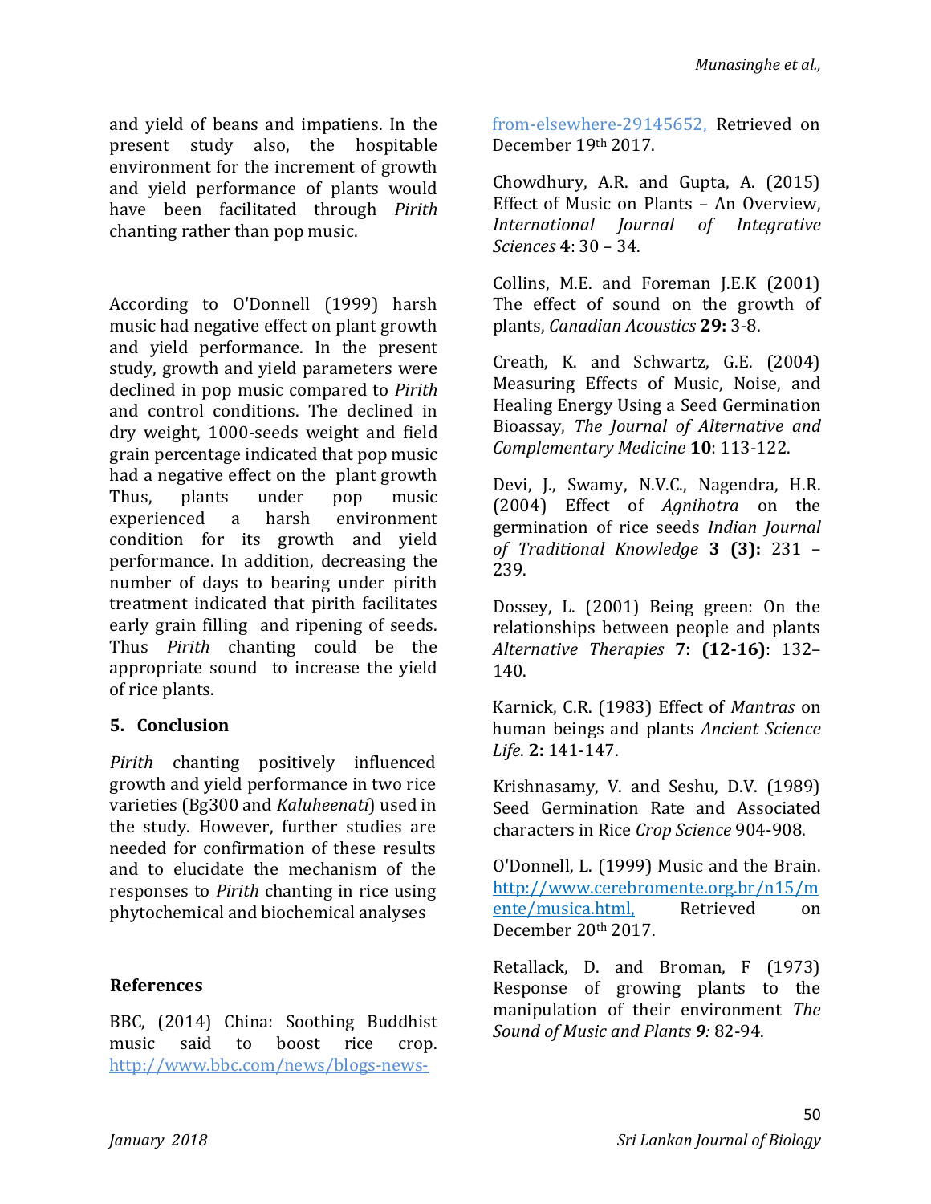and yield of beans and impatiens. In the present study also, the hospitable environment for the increment of growth and yield performance of plants would have been facilitated through *Pirith* chanting rather than pop music.

According to O'Donnell (1999) harsh music had negative effect on plant growth and yield performance. In the present study, growth and yield parameters were declined in pop music compared to *Pirith* and control conditions. The declined in dry weight, 1000-seeds weight and field grain percentage indicated that pop music had a negative effect on the plant growth Thus, plants under pop music experienced a harsh environment condition for its growth and yield performance. In addition, decreasing the number of days to bearing under pirith treatment indicated that pirith facilitates early grain filling and ripening of seeds. Thus *Pirith* chanting could be the appropriate sound to increase the yield of rice plants.

## 5. Conclusion

*Pirith* chanting positively influenced growth and yield performance in two rice varieties (Bg300 and *Kaluheenati*) used in the study. However, further studies are needed for confirmation of these results and to elucidate the mechanism of the responses to *Pirith* chanting in rice using phytochemical and biochemical analyses

## References

BBC, (2014) China: Soothing Buddhist music said to boost rice crop. http://www.bbc.com/news/blogs-news-from-elsewhere-29145652, Retrieved on December 19th 2017.

Chowdhury, A.R. and Gupta, A. (2015) Effect of Music on Plants – An Overview, *International Journal of Integrative Sciences* **4**: 30 – 34.

Collins, M.E. and Foreman J.E.K (2001) The effect of sound on the growth of plants, *Canadian Acoustics* **29:** 3-8.

Creath, K. and Schwartz, G.E. (2004) Measuring Effects of Music, Noise, and Healing Energy Using a Seed Germination Bioassay, *The Journal of Alternative and Complementary Medicine* **10**: 113-122.

Devi, J., Swamy, N.V.C., Nagendra, H.R. (2004) Effect of *Agnihotra* on the germination of rice seeds *Indian Journal of Traditional Knowledge* **3 (3):** 231 – 239.

Dossey, L. (2001) Being green: On the relationships between people and plants *Alternative Therapies* **7: (12-16)**: 132–140.

Karnick, C.R. (1983) Effect of *Mantras* on human beings and plants *Ancient Science Life*. **2:** 141-147.

Krishnasamy, V. and Seshu, D.V. (1989) Seed Germination Rate and Associated characters in Rice *Crop Science* 904-908.

O'Donnell, L. (1999) Music and the Brain. http://www.cerebromente.org.br/n15/mente/musica.html, Retrieved on December 20th 2017.

Retallack, D. and Broman, F (1973) Response of growing plants to the manipulation of their environment *The Sound of Music and Plants* ***9:*** 82-94.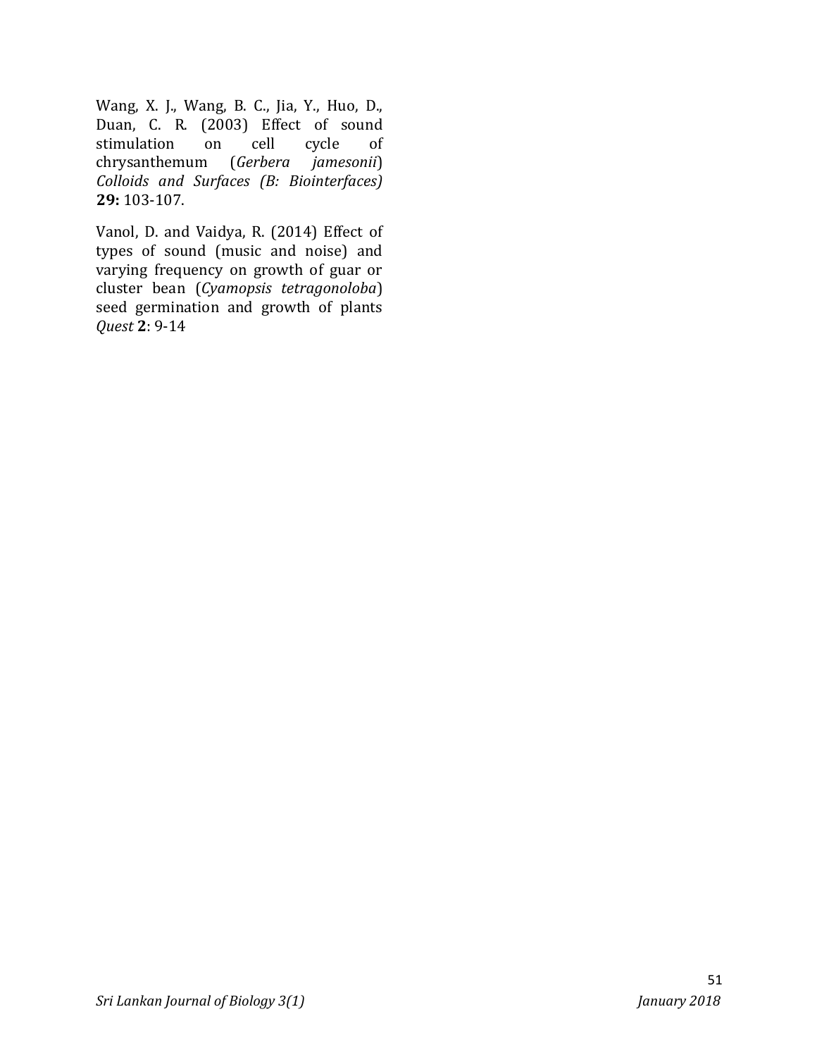Wang, X. J., Wang, B. C., Jia, Y., Huo, D., Duan, C. R. (2003) Effect of sound stimulation on cell cycle of chrysanthemum (*Gerbera jamesonii*) *Colloids and Surfaces (B: Biointerfaces)* **29:** 103-107.

Vanol, D. and Vaidya, R. (2014) Effect of types of sound (music and noise) and varying frequency on growth of guar or cluster bean (*Cyamopsis tetragonoloba*) seed germination and growth of plants *Quest* **2**: 9-14